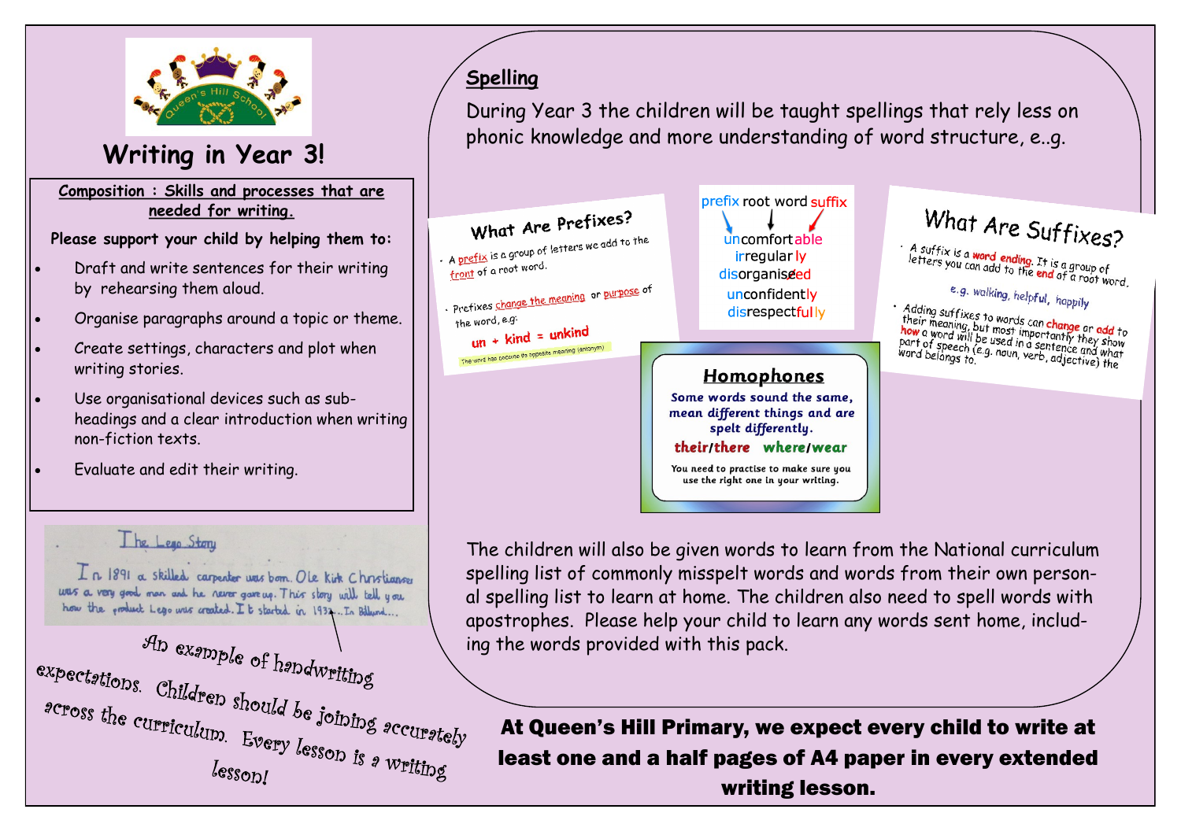# Writing in Year 3!

### Composition : Skills and processes that are needed for writing.

**Please support your child by helping them to:**

- Draft and write sentences for their writing by rehearsing them aloud.
- Organise paragraphs around a topic or theme.
- Create settings, characters and plot when writing stories.
- Use organisational devices such as sub-headings and a clear introduction when writing non-fiction texts.
- Evaluate and edit their writing.

The Lego Story

In 1891 a skilled carpenter was born. Ole Kirk Christiansen was a very good man and he never gave up. This story will tell you how the product Lego was created. It started in 1932...In Billund...

An example of handwriting expectations. Children should be joining accurately across the curriculum. Every lesson is a writing lesson!

## Spelling

During Year 3 the children will be taught spellings that rely less on phonic knowledge and more understanding of word structure, e..g.

**What Are Prefixes?**

- A prefix is a group of letters we add to the front of a root word.
- Prefixes change the meaning or purpose of the word, e.g.

un + kind = unkind

The word has become the opposite meaning (antonym)

prefix root word suffix

uncomfortable
irregularly
disorganised
unconfidently
disrespectfully

**What Are Suffixes?**

- A suffix is a word ending. It is a group of letters you can add to the end of a root word.

e.g. walking, helpful, happily

- Adding suffixes to words can change or add to their meaning, but most importantly they show how a word will be used in a sentence and what part of speech (e.g. noun, verb, adjective) the word belongs to.

**Homophones**

Some words sound the same, mean different things and are spelt differently.

their/there where/wear

You need to practise to make sure you use the right one in your writing.

The children will also be given words to learn from the National curriculum spelling list of commonly misspelt words and words from their own personal spelling list to learn at home. The children also need to spell words with apostrophes. Please help your child to learn any words sent home, including the words provided with this pack.

**At Queen's Hill Primary, we expect every child to write at least one and a half pages of A4 paper in every extended writing lesson.**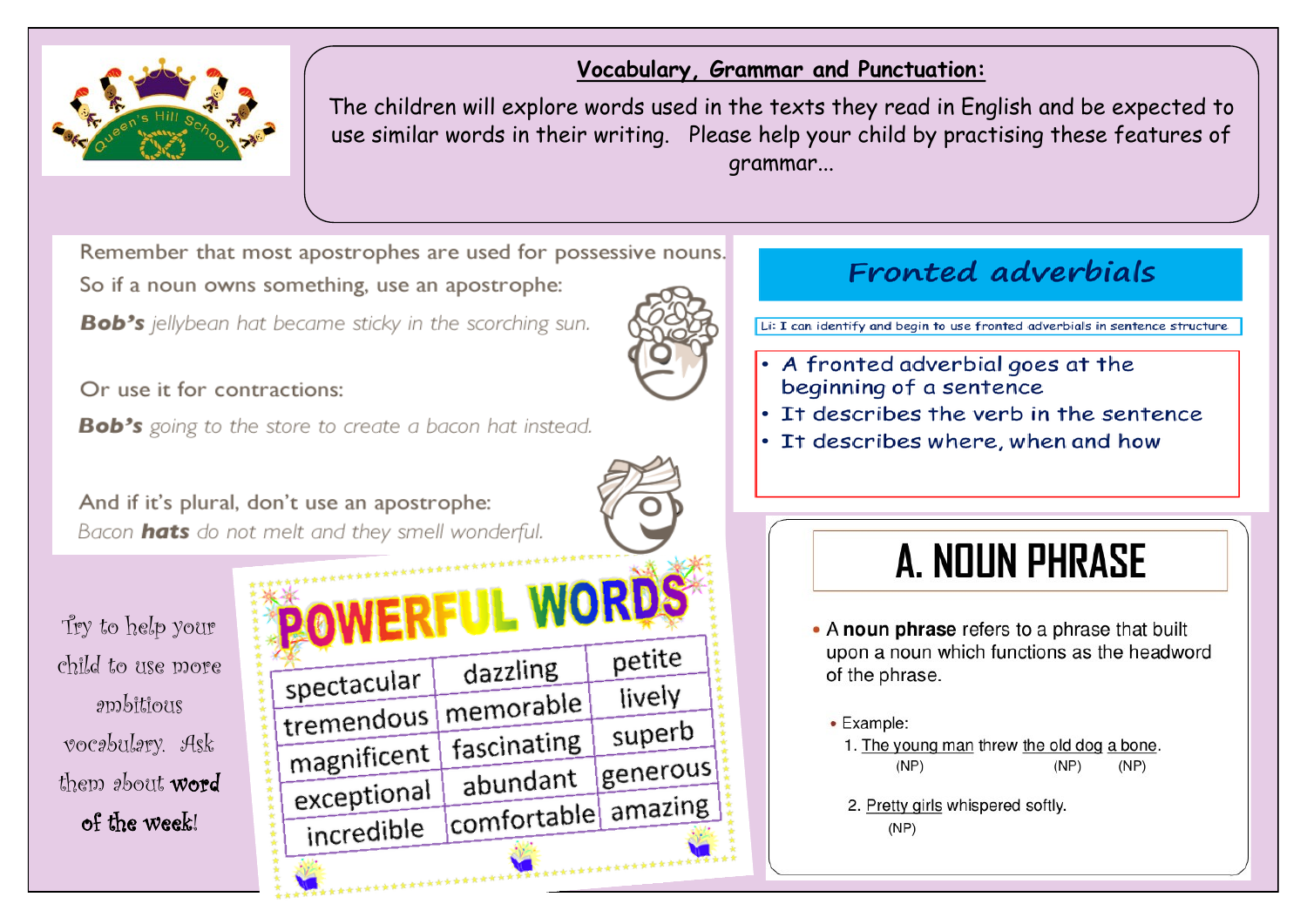## Vocabulary, Grammar and Punctuation:

The children will explore words used in the texts they read in English and be expected to use similar words in their writing. Please help your child by practising these features of grammar...

Remember that most apostrophes are used for possessive nouns. So if a noun owns something, use an apostrophe:

***Bob's*** *jellybean hat became sticky in the scorching sun.*

Or use it for contractions:

***Bob's*** *going to the store to create a bacon hat instead.*

And if it's plural, don't use an apostrophe:

*Bacon* ***hats*** *do not melt and they smell wonderful.*

## Fronted adverbials

LI: I can identify and begin to use fronted adverbials in sentence structure

- A fronted adverbial goes at the beginning of a sentence
- It describes the verb in the sentence
- It describes where, when and how

## A. NOUN PHRASE

- A **noun phrase** refers to a phrase that built upon a noun which functions as the headword of the phrase.
  - Example:
    1. The young man (NP) threw the old dog (NP) a bone (NP).
    2. Pretty girls (NP) whispered softly.

Try to help your child to use more ambitious vocabulary. Ask them about **word of the week!**

## POWERFUL WORDS

| | | |
|---|---|---|
| spectacular | dazzling | petite |
| tremendous | memorable | lively |
| magnificent | fascinating | superb |
| exceptional | abundant | generous |
| incredible | comfortable | amazing |